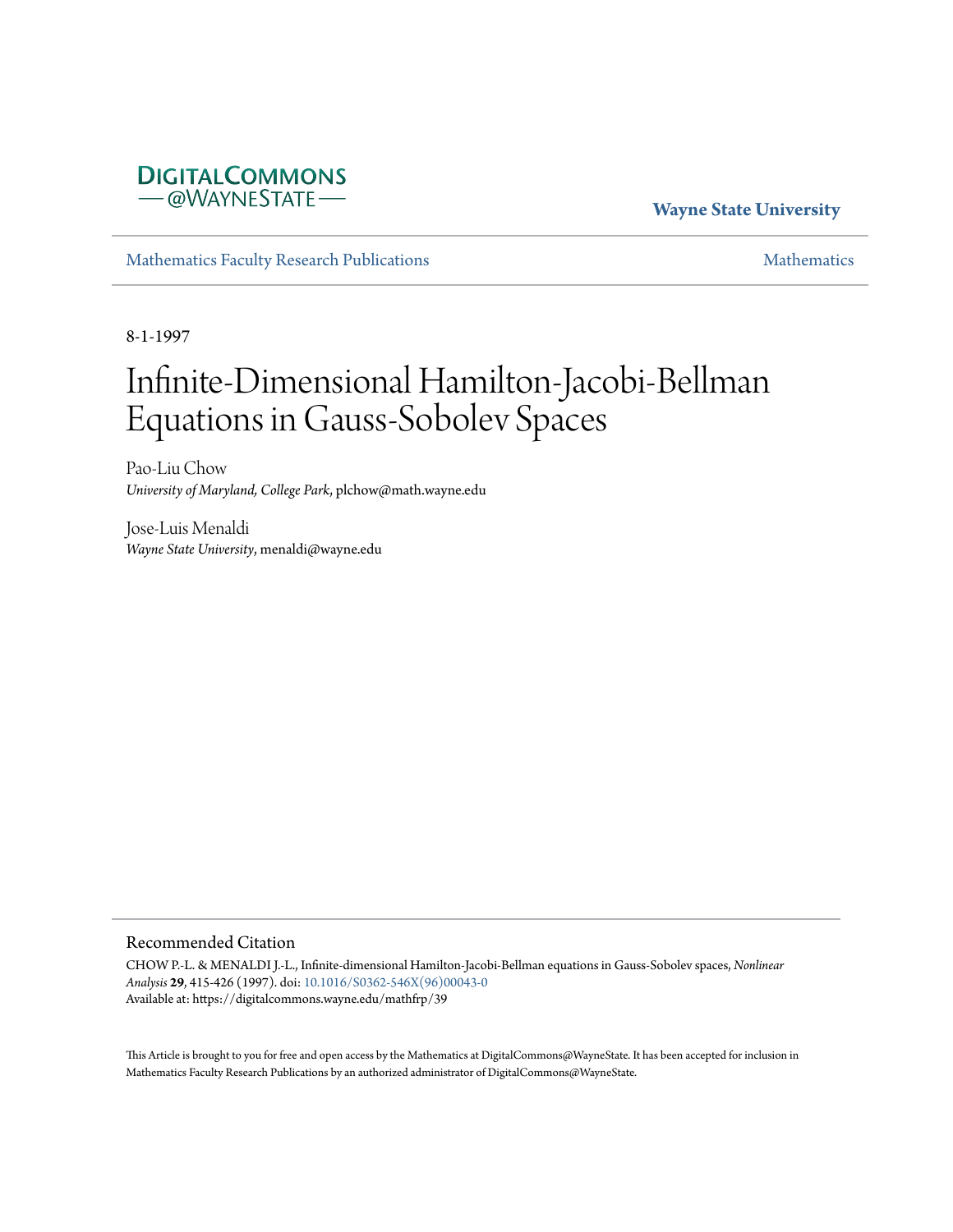DigitalCommons @WayneState

**Wayne State University**

Mathematics Faculty Research Publications

Mathematics

8-1-1997

# Infinite-Dimensional Hamilton-Jacobi-Bellman Equations in Gauss-Sobolev Spaces

Pao-Liu Chow
*University of Maryland, College Park*, plchow@math.wayne.edu

Jose-Luis Menaldi
*Wayne State University*, menaldi@wayne.edu

## Recommended Citation

CHOW P.-L. & MENALDI J.-L., Infinite-dimensional Hamilton-Jacobi-Bellman equations in Gauss-Sobolev spaces, *Nonlinear Analysis* **29**, 415-426 (1997). doi: 10.1016/S0362-546X(96)00043-0
Available at: https://digitalcommons.wayne.edu/mathfrp/39

This Article is brought to you for free and open access by the Mathematics at DigitalCommons@WayneState. It has been accepted for inclusion in Mathematics Faculty Research Publications by an authorized administrator of DigitalCommons@WayneState.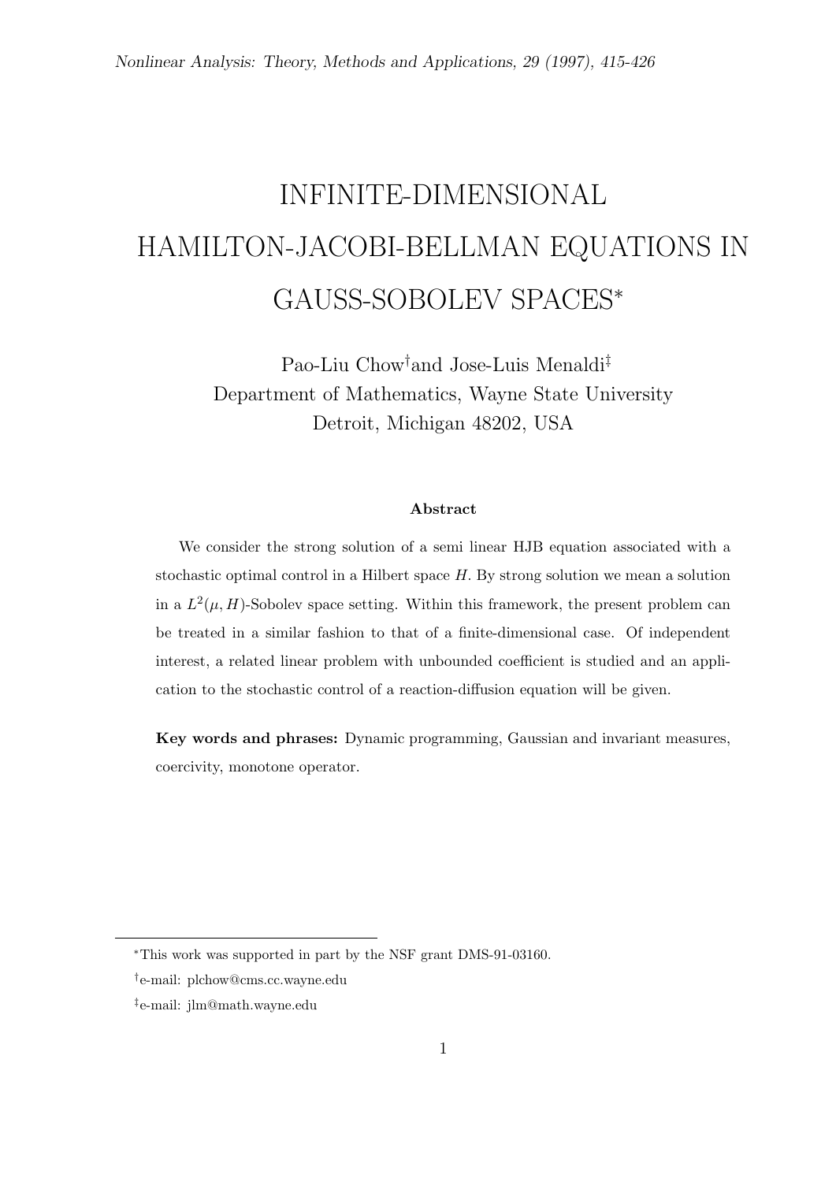Nonlinear Analysis: Theory, Methods and Applications, 29 (1997), 415-426

# INFINITE-DIMENSIONAL HAMILTON-JACOBI-BELLMAN EQUATIONS IN GAUSS-SOBOLEV SPACES*

Pao-Liu Chow[†] and Jose-Luis Menaldi[‡]
Department of Mathematics, Wayne State University
Detroit, Michigan 48202, USA

**Abstract**

We consider the strong solution of a semi linear HJB equation associated with a stochastic optimal control in a Hilbert space $H$. By strong solution we mean a solution in a $L^2(\mu, H)$-Sobolev space setting. Within this framework, the present problem can be treated in a similar fashion to that of a finite-dimensional case. Of independent interest, a related linear problem with unbounded coefficient is studied and an application to the stochastic control of a reaction-diffusion equation will be given.

**Key words and phrases:** Dynamic programming, Gaussian and invariant measures, coercivity, monotone operator.

---

*This work was supported in part by the NSF grant DMS-91-03160.

[†]e-mail: plchow@cms.cc.wayne.edu

[‡]e-mail: jlm@math.wayne.edu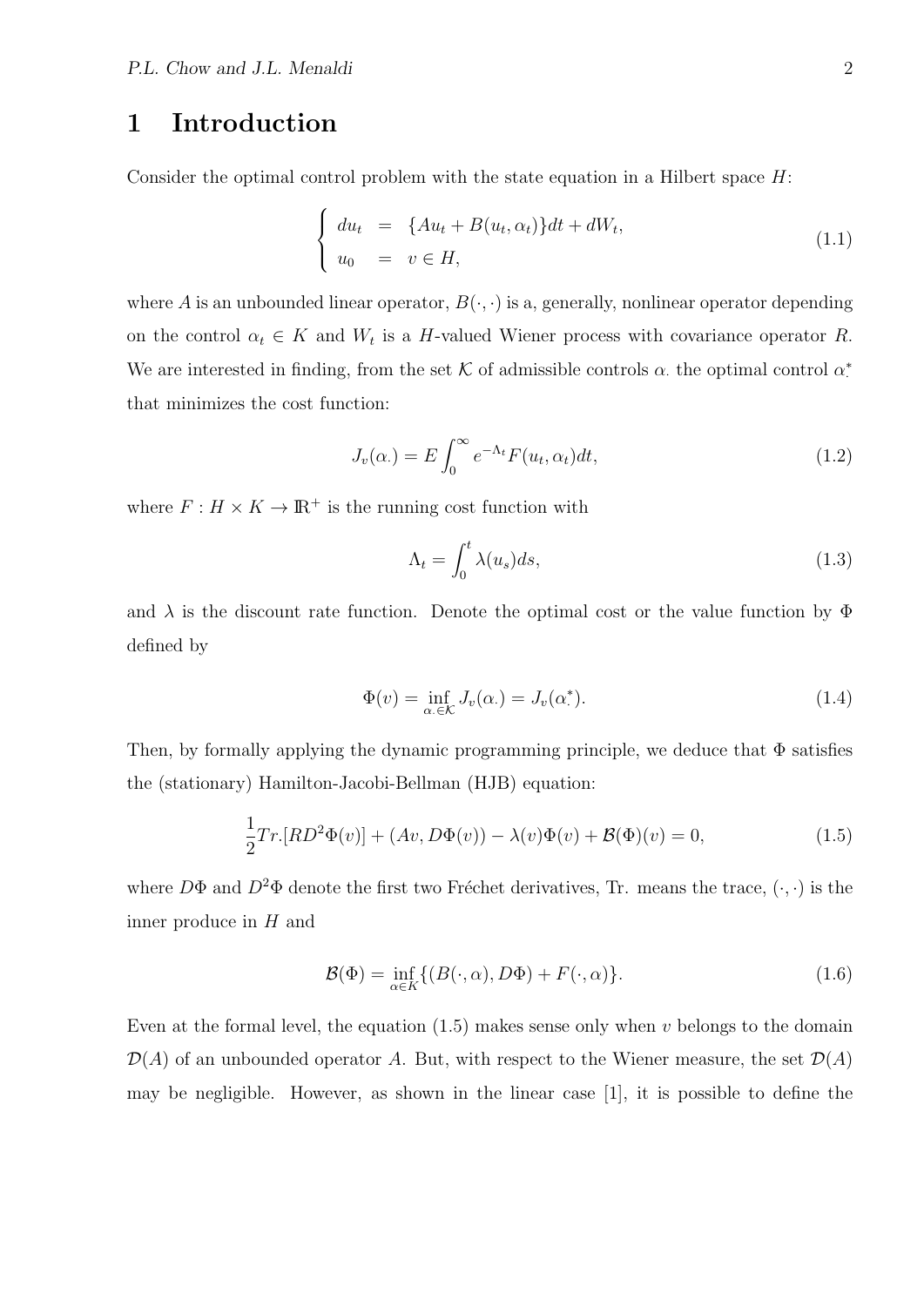# 1 Introduction

Consider the optimal control problem with the state equation in a Hilbert space $H$:

$$\begin{cases} du_t &= \{Au_t + B(u_t, \alpha_t)\}dt + dW_t, \\ u_0 &= v \in H, \end{cases} \tag{1.1}$$

where $A$ is an unbounded linear operator, $B(\cdot, \cdot)$ is a, generally, nonlinear operator depending on the control $\alpha_t \in K$ and $W_t$ is a $H$-valued Wiener process with covariance operator $R$. We are interested in finding, from the set $\mathcal{K}$ of admissible controls $\alpha.$ the optimal control $\alpha^*_.$ that minimizes the cost function:

$$J_v(\alpha.) = E\int_0^\infty e^{-\Lambda_t} F(u_t, \alpha_t)dt, \tag{1.2}$$

where $F : H \times K \to \mathbb{R}^+$ is the running cost function with

$$\Lambda_t = \int_0^t \lambda(u_s)ds, \tag{1.3}$$

and $\lambda$ is the discount rate function. Denote the optimal cost or the value function by $\Phi$ defined by

$$\Phi(v) = \inf_{\alpha. \in \mathcal{K}} J_v(\alpha.) = J_v(\alpha^*_.). \tag{1.4}$$

Then, by formally applying the dynamic programming principle, we deduce that $\Phi$ satisfies the (stationary) Hamilton-Jacobi-Bellman (HJB) equation:

$$\frac{1}{2}Tr.[RD^2\Phi(v)] + (Av, D\Phi(v)) - \lambda(v)\Phi(v) + \mathcal{B}(\Phi)(v) = 0, \tag{1.5}$$

where $D\Phi$ and $D^2\Phi$ denote the first two Fréchet derivatives, Tr. means the trace, $(\cdot, \cdot)$ is the inner produce in $H$ and

$$\mathcal{B}(\Phi) = \inf_{\alpha \in K}\{(B(\cdot, \alpha), D\Phi) + F(\cdot, \alpha)\}. \tag{1.6}$$

Even at the formal level, the equation (1.5) makes sense only when $v$ belongs to the domain $\mathcal{D}(A)$ of an unbounded operator $A$. But, with respect to the Wiener measure, the set $\mathcal{D}(A)$ may be negligible. However, as shown in the linear case [1], it is possible to define the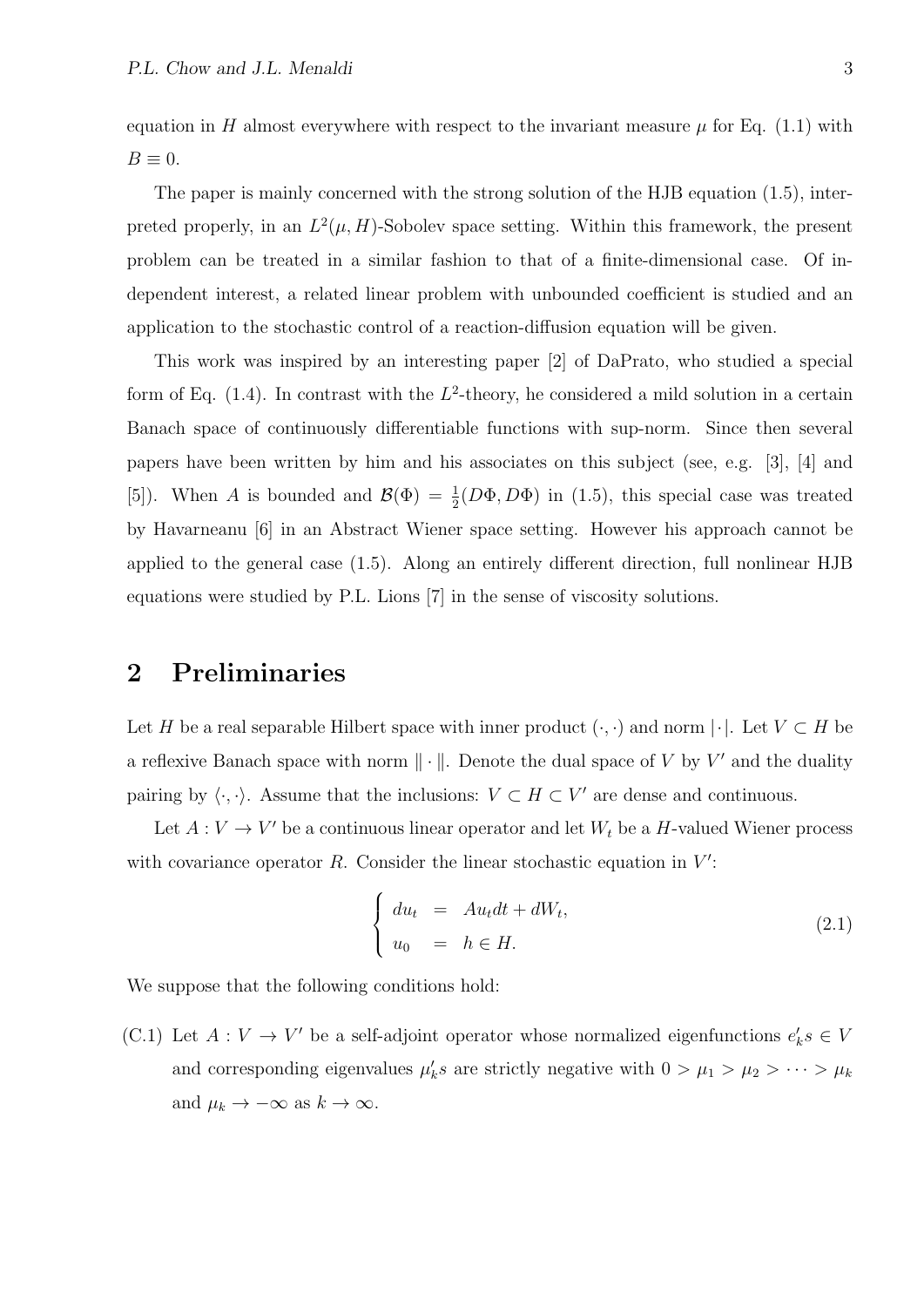equation in $H$ almost everywhere with respect to the invariant measure $\mu$ for Eq. (1.1) with $B \equiv 0$.

The paper is mainly concerned with the strong solution of the HJB equation (1.5), interpreted properly, in an $L^2(\mu, H)$-Sobolev space setting. Within this framework, the present problem can be treated in a similar fashion to that of a finite-dimensional case. Of independent interest, a related linear problem with unbounded coefficient is studied and an application to the stochastic control of a reaction-diffusion equation will be given.

This work was inspired by an interesting paper [2] of DaPrato, who studied a special form of Eq. (1.4). In contrast with the $L^2$-theory, he considered a mild solution in a certain Banach space of continuously differentiable functions with sup-norm. Since then several papers have been written by him and his associates on this subject (see, e.g. [3], [4] and [5]). When $A$ is bounded and $\mathcal{B}(\Phi) = \frac{1}{2}(D\Phi, D\Phi)$ in (1.5), this special case was treated by Havarneanu [6] in an Abstract Wiener space setting. However his approach cannot be applied to the general case (1.5). Along an entirely different direction, full nonlinear HJB equations were studied by P.L. Lions [7] in the sense of viscosity solutions.

## 2 Preliminaries

Let $H$ be a real separable Hilbert space with inner product $(\cdot, \cdot)$ and norm $|\cdot|$. Let $V \subset H$ be a reflexive Banach space with norm $\|\cdot\|$. Denote the dual space of $V$ by $V'$ and the duality pairing by $\langle \cdot, \cdot \rangle$. Assume that the inclusions: $V \subset H \subset V'$ are dense and continuous.

Let $A : V \to V'$ be a continuous linear operator and let $W_t$ be a $H$-valued Wiener process with covariance operator $R$. Consider the linear stochastic equation in $V'$:

$$
\begin{cases}
du_t &= Au_t dt + dW_t, \\
u_0 &= h \in H.
\end{cases}
\tag{2.1}
$$

We suppose that the following conditions hold:

(C.1) Let $A : V \to V'$ be a self-adjoint operator whose normalized eigenfunctions $e_k' s \in V$ and corresponding eigenvalues $\mu_k' s$ are strictly negative with $0 > \mu_1 > \mu_2 > \cdots > \mu_k$ and $\mu_k \to -\infty$ as $k \to \infty$.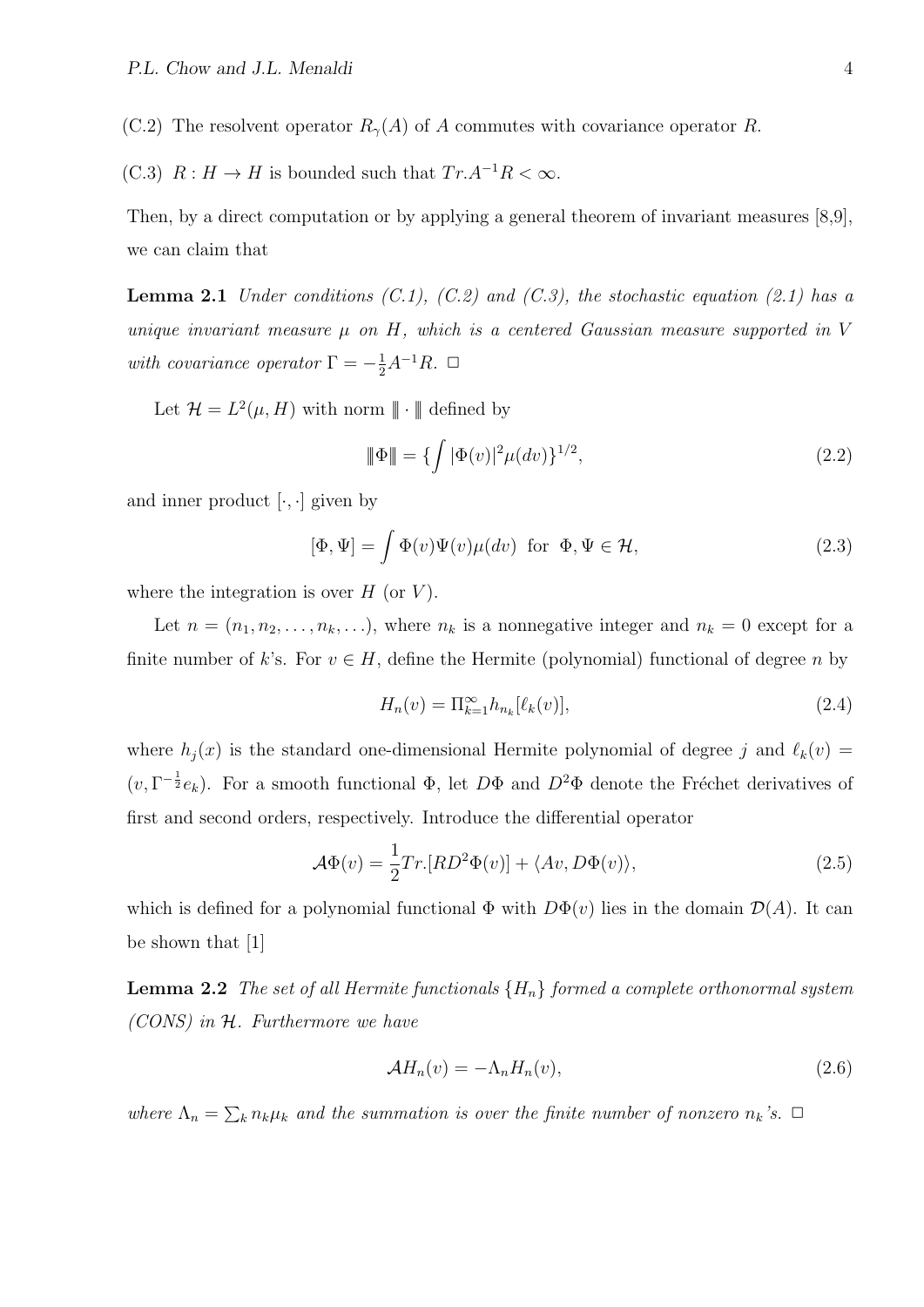(C.2) The resolvent operator $R_\gamma(A)$ of $A$ commutes with covariance operator $R$.

(C.3) $R : H \to H$ is bounded such that $Tr.A^{-1}R < \infty$.

Then, by a direct computation or by applying a general theorem of invariant measures [8,9], we can claim that

**Lemma 2.1** *Under conditions (C.1), (C.2) and (C.3), the stochastic equation (2.1) has a unique invariant measure $\mu$ on $H$, which is a centered Gaussian measure supported in $V$ with covariance operator $\Gamma = -\frac{1}{2}A^{-1}R$.* $\Box$

Let $\mathcal{H} = L^2(\mu, H)$ with norm $\|\!| \cdot |\!\|$ defined by

$$\|\!|\Phi|\!\| = \{\int |\Phi(v)|^2 \mu(dv)\}^{1/2}, \tag{2.2}$$

and inner product $[\cdot, \cdot]$ given by

$$[\Phi, \Psi] = \int \Phi(v)\Psi(v)\mu(dv) \ \text{ for } \ \Phi, \Psi \in \mathcal{H}, \tag{2.3}$$

where the integration is over $H$ (or $V$).

Let $n = (n_1, n_2, \ldots, n_k, \ldots)$, where $n_k$ is a nonnegative integer and $n_k = 0$ except for a finite number of $k$'s. For $v \in H$, define the Hermite (polynomial) functional of degree $n$ by

$$H_n(v) = \Pi_{k=1}^{\infty} h_{n_k}[\ell_k(v)], \tag{2.4}$$

where $h_j(x)$ is the standard one-dimensional Hermite polynomial of degree $j$ and $\ell_k(v) = (v, \Gamma^{-\frac{1}{2}} e_k)$. For a smooth functional $\Phi$, let $D\Phi$ and $D^2\Phi$ denote the Fréchet derivatives of first and second orders, respectively. Introduce the differential operator

$$\mathcal{A}\Phi(v) = \frac{1}{2}Tr.[RD^2\Phi(v)] + \langle Av, D\Phi(v)\rangle, \tag{2.5}$$

which is defined for a polynomial functional $\Phi$ with $D\Phi(v)$ lies in the domain $\mathcal{D}(A)$. It can be shown that [1]

**Lemma 2.2** *The set of all Hermite functionals $\{H_n\}$ formed a complete orthonormal system (CONS) in $\mathcal{H}$. Furthermore we have*

$$\mathcal{A}H_n(v) = -\Lambda_n H_n(v), \tag{2.6}$$

*where $\Lambda_n = \sum_k n_k \mu_k$ and the summation is over the finite number of nonzero $n_k$'s.* $\Box$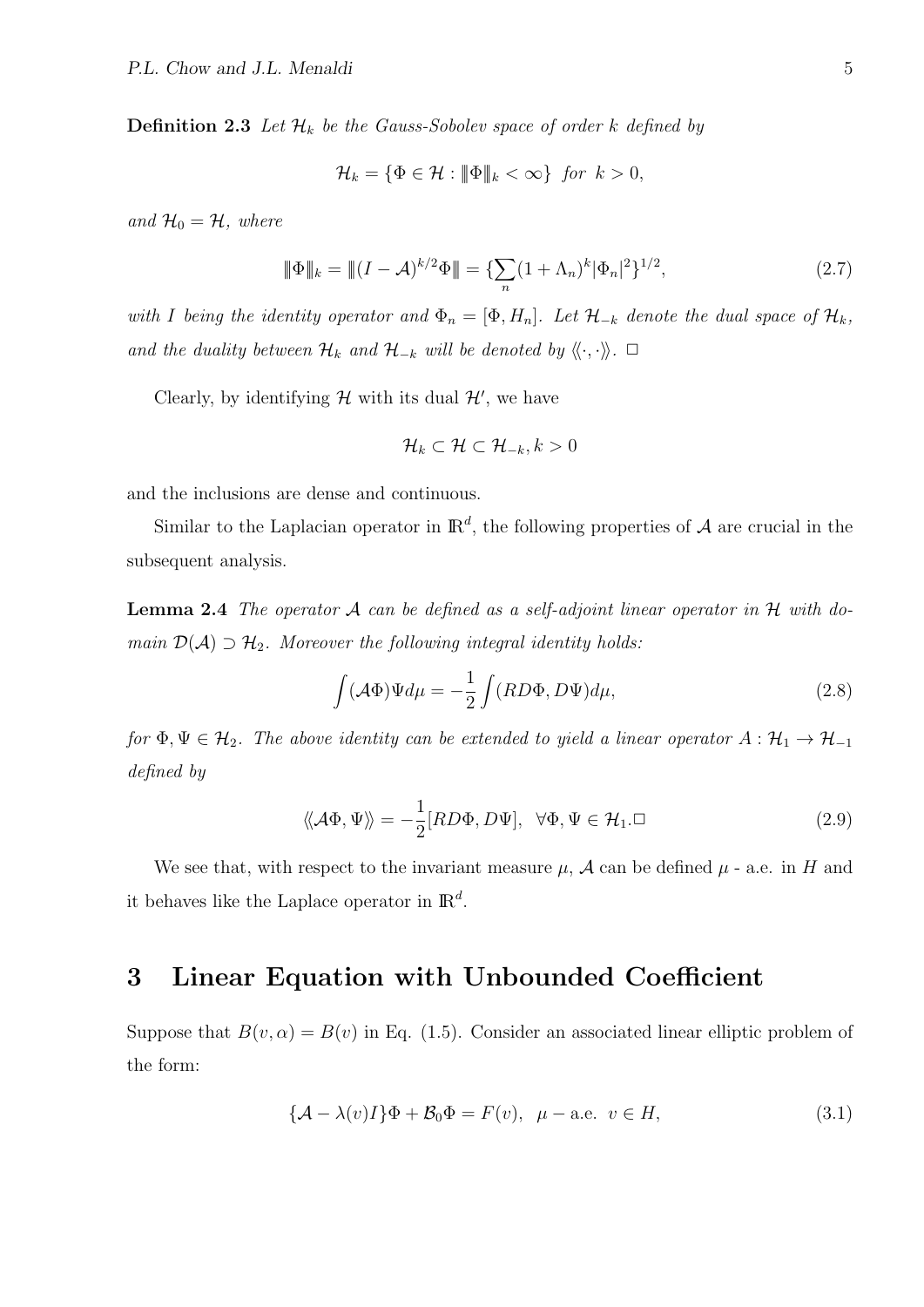**Definition 2.3** *Let $\mathcal{H}_k$ be the Gauss-Sobolev space of order $k$ defined by*

$$\mathcal{H}_k = \{\Phi \in \mathcal{H} : \|\Phi\|_k < \infty\} \ \ for \ \ k > 0,$$

*and $\mathcal{H}_0 = \mathcal{H}$, where*

$$\|\Phi\|_k = \|(I - \mathcal{A})^{k/2}\Phi\| = \{\sum_n (1 + \Lambda_n)^k |\Phi_n|^2\}^{1/2}, \tag{2.7}$$

*with $I$ being the identity operator and $\Phi_n = [\Phi, H_n]$. Let $\mathcal{H}_{-k}$ denote the dual space of $\mathcal{H}_k$, and the duality between $\mathcal{H}_k$ and $\mathcal{H}_{-k}$ will be denoted by $\langle\langle \cdot, \cdot \rangle\rangle$.* □

Clearly, by identifying $\mathcal{H}$ with its dual $\mathcal{H}'$, we have

$$\mathcal{H}_k \subset \mathcal{H} \subset \mathcal{H}_{-k}, k > 0$$

and the inclusions are dense and continuous.

Similar to the Laplacian operator in $\mathbb{R}^d$, the following properties of $\mathcal{A}$ are crucial in the subsequent analysis.

**Lemma 2.4** *The operator $\mathcal{A}$ can be defined as a self-adjoint linear operator in $\mathcal{H}$ with domain $\mathcal{D}(\mathcal{A}) \supset \mathcal{H}_2$. Moreover the following integral identity holds:*

$$\int (\mathcal{A}\Phi)\Psi d\mu = -\frac{1}{2}\int (RD\Phi, D\Psi) d\mu, \tag{2.8}$$

*for $\Phi, \Psi \in \mathcal{H}_2$. The above identity can be extended to yield a linear operator $A : \mathcal{H}_1 \to \mathcal{H}_{-1}$ defined by*

$$\langle\langle \mathcal{A}\Phi, \Psi \rangle\rangle = -\frac{1}{2}[RD\Phi, D\Psi], \ \ \forall \Phi, \Psi \in \mathcal{H}_1. \square \tag{2.9}$$

We see that, with respect to the invariant measure $\mu$, $\mathcal{A}$ can be defined $\mu$ - a.e. in $H$ and it behaves like the Laplace operator in $\mathbb{R}^d$.

## 3 Linear Equation with Unbounded Coefficient

Suppose that $B(v, \alpha) = B(v)$ in Eq. (1.5). Consider an associated linear elliptic problem of the form:

$$\{\mathcal{A} - \lambda(v)I\}\Phi + \mathcal{B}_0\Phi = F(v), \ \ \mu - \text{a.e.} \ \ v \in H, \tag{3.1}$$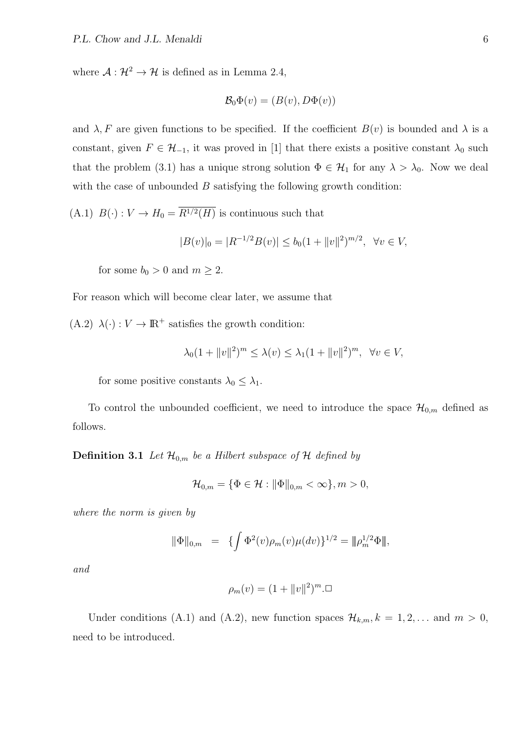where $\mathcal{A} : \mathcal{H}^2 \to \mathcal{H}$ is defined as in Lemma 2.4,

$$\mathcal{B}_0\Phi(v) = (B(v), D\Phi(v))$$

and $\lambda, F$ are given functions to be specified. If the coefficient $B(v)$ is bounded and $\lambda$ is a constant, given $F \in \mathcal{H}_{-1}$, it was proved in [1] that there exists a positive constant $\lambda_0$ such that the problem (3.1) has a unique strong solution $\Phi \in \mathcal{H}_1$ for any $\lambda > \lambda_0$. Now we deal with the case of unbounded $B$ satisfying the following growth condition:

(A.1) $B(\cdot) : V \to H_0 = \overline{R^{1/2}(H)}$ is continuous such that

$$|B(v)|_0 = |R^{-1/2}B(v)| \leq b_0(1 + \|v\|^2)^{m/2}, \ \ \forall v \in V,$$

for some $b_0 > 0$ and $m \geq 2$.

For reason which will become clear later, we assume that

(A.2) $\lambda(\cdot) : V \to \mathbb{R}^+$ satisfies the growth condition:

$$\lambda_0(1 + \|v\|^2)^m \leq \lambda(v) \leq \lambda_1(1 + \|v\|^2)^m, \ \ \forall v \in V,$$

for some positive constants $\lambda_0 \leq \lambda_1$.

To control the unbounded coefficient, we need to introduce the space $\mathcal{H}_{0,m}$ defined as follows.

**Definition 3.1** *Let $\mathcal{H}_{0,m}$ be a Hilbert subspace of $\mathcal{H}$ defined by*

$$\mathcal{H}_{0,m} = \{\Phi \in \mathcal{H} : \|\Phi\|_{0,m} < \infty\}, m > 0,$$

*where the norm is given by*

$$\|\Phi\|_{0,m} \ = \ \{\int \Phi^2(v)\rho_m(v)\mu(dv)\}^{1/2} = \|\!|\rho_m^{1/2}\Phi|\!\|,$$

*and*

$$\rho_m(v) = (1 + \|v\|^2)^m. \Box$$

Under conditions (A.1) and (A.2), new function spaces $\mathcal{H}_{k,m}, k = 1, 2, \ldots$ and $m > 0$, need to be introduced.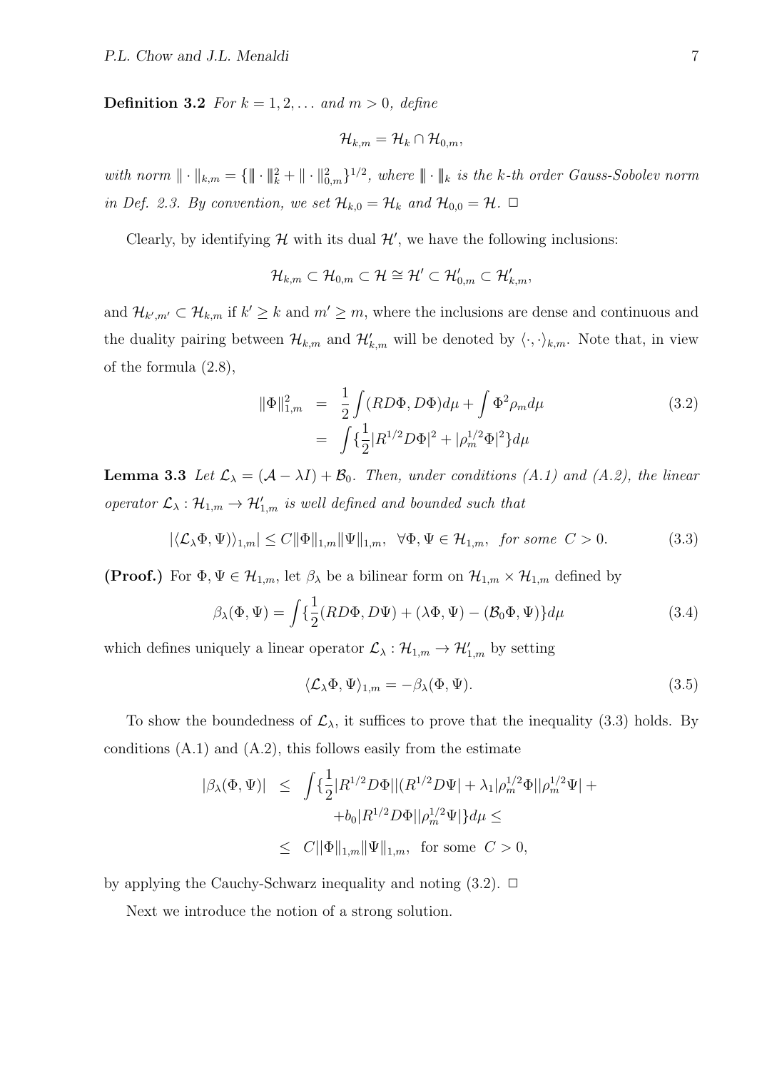**Definition 3.2** *For $k = 1, 2, \ldots$ and $m > 0$, define*

$$\mathcal{H}_{k,m} = \mathcal{H}_k \cap \mathcal{H}_{0,m},$$

*with norm $\| \cdot \|_{k,m} = \{ \| \cdot \|_k^2 + \| \cdot \|_{0,m}^2 \}^{1/2}$, where $\| \cdot \|_k$ is the k-th order Gauss-Sobolev norm in Def. 2.3. By convention, we set $\mathcal{H}_{k,0} = \mathcal{H}_k$ and $\mathcal{H}_{0,0} = \mathcal{H}$.* $\Box$

Clearly, by identifying $\mathcal{H}$ with its dual $\mathcal{H}'$, we have the following inclusions:

$$\mathcal{H}_{k,m} \subset \mathcal{H}_{0,m} \subset \mathcal{H} \cong \mathcal{H}' \subset \mathcal{H}'_{0,m} \subset \mathcal{H}'_{k,m},$$

and $\mathcal{H}_{k',m'} \subset \mathcal{H}_{k,m}$ if $k' \geq k$ and $m' \geq m$, where the inclusions are dense and continuous and the duality pairing between $\mathcal{H}_{k,m}$ and $\mathcal{H}'_{k,m}$ will be denoted by $\langle \cdot, \cdot \rangle_{k,m}$. Note that, in view of the formula (2.8),

$$\begin{aligned} \|\Phi\|_{1,m}^2 &= \frac{1}{2} \int (RD\Phi, D\Phi) d\mu + \int \Phi^2 \rho_m d\mu \\ &= \int \{ \frac{1}{2} |R^{1/2} D\Phi|^2 + |\rho_m^{1/2} \Phi|^2 \} d\mu \end{aligned} \tag{3.2}$$

**Lemma 3.3** *Let $\mathcal{L}_\lambda = (\mathcal{A} - \lambda I) + \mathcal{B}_0$. Then, under conditions (A.1) and (A.2), the linear operator $\mathcal{L}_\lambda : \mathcal{H}_{1,m} \to \mathcal{H}'_{1,m}$ is well defined and bounded such that*

$$|\langle \mathcal{L}_\lambda \Phi, \Psi \rangle)_{1,m}| \leq C \|\Phi\|_{1,m} \|\Psi\|_{1,m}, \quad \forall \Phi, \Psi \in \mathcal{H}_{1,m}, \quad \text{for some } C > 0. \tag{3.3}$$

**(Proof.)** For $\Phi, \Psi \in \mathcal{H}_{1,m}$, let $\beta_\lambda$ be a bilinear form on $\mathcal{H}_{1,m} \times \mathcal{H}_{1,m}$ defined by

$$\beta_\lambda(\Phi, \Psi) = \int \{ \frac{1}{2} (RD\Phi, D\Psi) + (\lambda \Phi, \Psi) - (\mathcal{B}_0 \Phi, \Psi) \} d\mu \tag{3.4}$$

which defines uniquely a linear operator $\mathcal{L}_\lambda : \mathcal{H}_{1,m} \to \mathcal{H}'_{1,m}$ by setting

$$\langle \mathcal{L}_\lambda \Phi, \Psi \rangle_{1,m} = -\beta_\lambda(\Phi, \Psi). \tag{3.5}$$

To show the boundedness of $\mathcal{L}_\lambda$, it suffices to prove that the inequality (3.3) holds. By conditions (A.1) and (A.2), this follows easily from the estimate

$$\begin{aligned} |\beta_\lambda(\Phi, \Psi)| &\leq \int \{ \frac{1}{2} |R^{1/2} D\Phi| |(R^{1/2} D\Psi| + \lambda_1 |\rho_m^{1/2} \Phi| |\rho_m^{1/2} \Psi| + \\ &\quad + b_0 |R^{1/2} D\Phi| |\rho_m^{1/2} \Psi| \} d\mu \leq \\ &\leq C \|\Phi\|_{1,m} \|\Psi\|_{1,m}, \quad \text{for some } C > 0, \end{aligned}$$

by applying the Cauchy-Schwarz inequality and noting (3.2). $\Box$

Next we introduce the notion of a strong solution.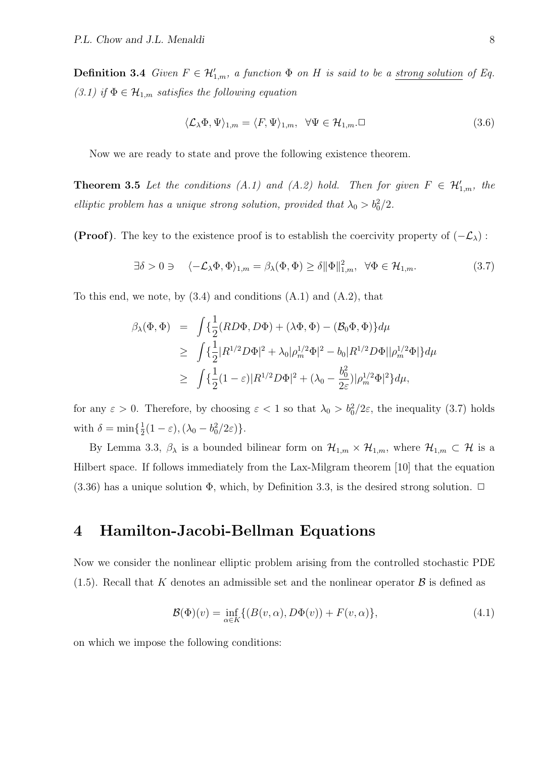**Definition 3.4** *Given $F \in \mathcal{H}'_{1,m}$, a function $\Phi$ on $H$ is said to be a* <u>*strong solution*</u> *of Eq. (3.1) if $\Phi \in \mathcal{H}_{1,m}$ satisfies the following equation*

$$
\langle \mathcal{L}_\lambda \Phi, \Psi \rangle_{1,m} = \langle F, \Psi \rangle_{1,m}, \quad \forall \Psi \in \mathcal{H}_{1,m}. \Box \tag{3.6}
$$

Now we are ready to state and prove the following existence theorem.

**Theorem 3.5** *Let the conditions (A.1) and (A.2) hold. Then for given $F \in \mathcal{H}'_{1,m}$, the elliptic problem has a unique strong solution, provided that $\lambda_0 > b_0^2/2$.*

**(Proof)**. The key to the existence proof is to establish the coercivity property of $(-\mathcal{L}_\lambda)$ :

$$
\exists \delta > 0 \ni \quad \langle -\mathcal{L}_\lambda \Phi, \Phi \rangle_{1,m} = \beta_\lambda(\Phi, \Phi) \geq \delta \|\Phi\|^2_{1,m}, \quad \forall \Phi \in \mathcal{H}_{1,m}. \tag{3.7}
$$

To this end, we note, by (3.4) and conditions (A.1) and (A.2), that

$$
\begin{aligned}
\beta_\lambda(\Phi, \Phi) &= \int \{ \frac{1}{2}(RD\Phi, D\Phi) + (\lambda \Phi, \Phi) - (\mathcal{B}_0 \Phi, \Phi) \} d\mu \\
&\geq \int \{ \frac{1}{2} |R^{1/2} D\Phi|^2 + \lambda_0 |\rho_m^{1/2} \Phi|^2 - b_0 |R^{1/2} D\Phi| |\rho_m^{1/2} \Phi| \} d\mu \\
&\geq \int \{ \frac{1}{2}(1 - \varepsilon) |R^{1/2} D\Phi|^2 + (\lambda_0 - \frac{b_0^2}{2\varepsilon}) |\rho_m^{1/2} \Phi|^2 \} d\mu,
\end{aligned}
$$

for any $\varepsilon > 0$. Therefore, by choosing $\varepsilon < 1$ so that $\lambda_0 > b_0^2/2\varepsilon$, the inequality (3.7) holds with $\delta = \min\{\frac{1}{2}(1 - \varepsilon), (\lambda_0 - b_0^2/2\varepsilon)\}$.

By Lemma 3.3, $\beta_\lambda$ is a bounded bilinear form on $\mathcal{H}_{1,m} \times \mathcal{H}_{1,m}$, where $\mathcal{H}_{1,m} \subset \mathcal{H}$ is a Hilbert space. If follows immediately from the Lax-Milgram theorem [10] that the equation (3.36) has a unique solution $\Phi$, which, by Definition 3.3, is the desired strong solution. $\Box$

## 4 Hamilton-Jacobi-Bellman Equations

Now we consider the nonlinear elliptic problem arising from the controlled stochastic PDE (1.5). Recall that $K$ denotes an admissible set and the nonlinear operator $\mathcal{B}$ is defined as

$$
\mathcal{B}(\Phi)(v) = \inf_{\alpha \in K} \{ (B(v, \alpha), D\Phi(v)) + F(v, \alpha) \}, \tag{4.1}
$$

on which we impose the following conditions: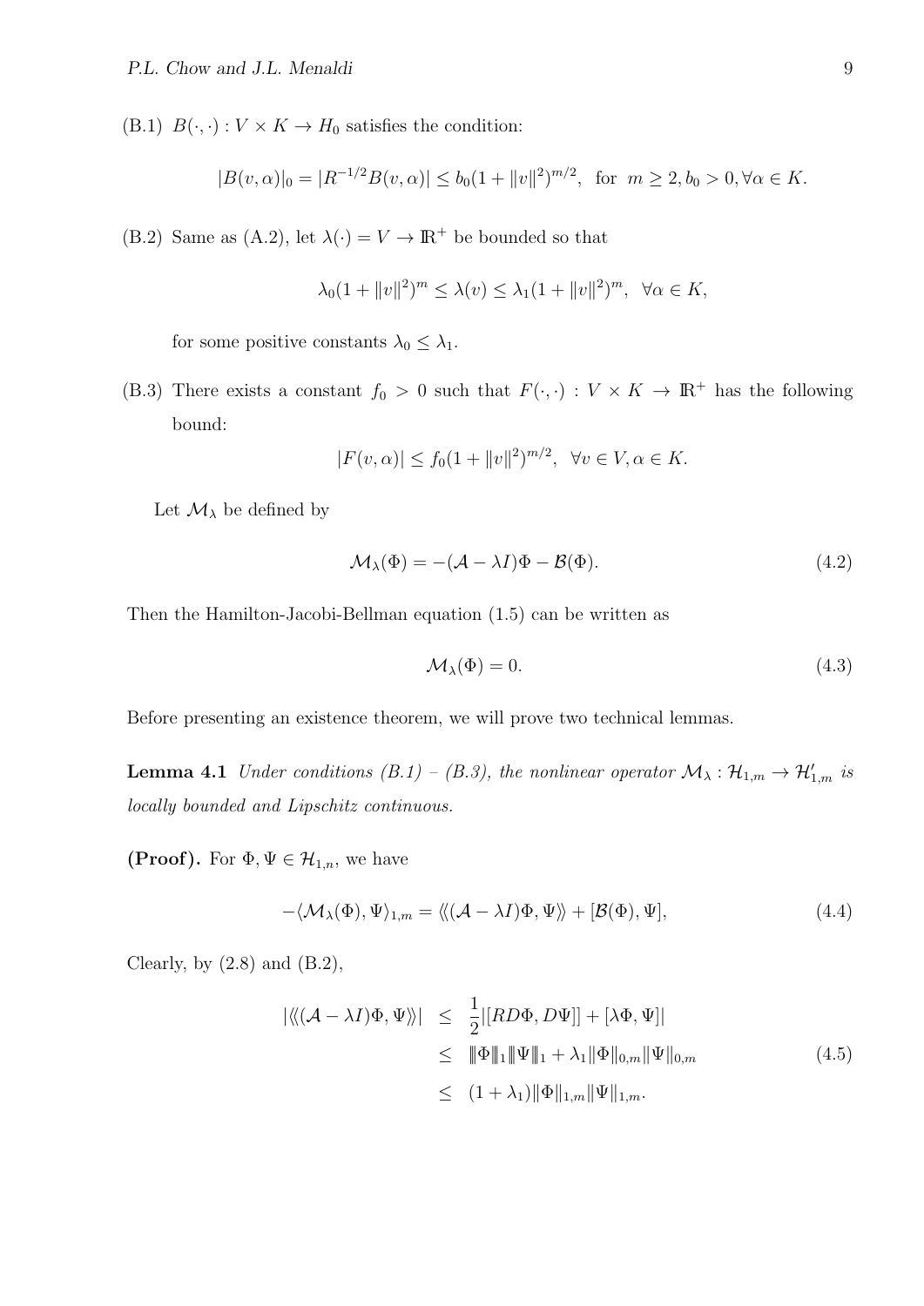(B.1) $B(\cdot,\cdot) : V \times K \to H_0$ satisfies the condition:

$$|B(v,\alpha)|_0 = |R^{-1/2}B(v,\alpha)| \leq b_0(1 + \|v\|^2)^{m/2}, \text{ for } m \geq 2, b_0 > 0, \forall \alpha \in K.$$

(B.2) Same as (A.2), let $\lambda(\cdot) = V \to \mathbb{R}^+$ be bounded so that

$$\lambda_0(1 + \|v\|^2)^m \leq \lambda(v) \leq \lambda_1(1 + \|v\|^2)^m, \quad \forall \alpha \in K,$$

for some positive constants $\lambda_0 \leq \lambda_1$.

(B.3) There exists a constant $f_0 > 0$ such that $F(\cdot,\cdot) : V \times K \to \mathbb{R}^+$ has the following bound:

$$|F(v,\alpha)| \leq f_0(1 + \|v\|^2)^{m/2}, \quad \forall v \in V, \alpha \in K.$$

Let $\mathcal{M}_\lambda$ be defined by

$$\mathcal{M}_\lambda(\Phi) = -(\mathcal{A} - \lambda I)\Phi - \mathcal{B}(\Phi). \tag{4.2}$$

Then the Hamilton-Jacobi-Bellman equation (1.5) can be written as

$$\mathcal{M}_\lambda(\Phi) = 0. \tag{4.3}$$

Before presenting an existence theorem, we will prove two technical lemmas.

**Lemma 4.1** *Under conditions (B.1) – (B.3), the nonlinear operator $\mathcal{M}_\lambda : \mathcal{H}_{1,m} \to \mathcal{H}'_{1,m}$ is locally bounded and Lipschitz continuous.*

**(Proof).** For $\Phi, \Psi \in \mathcal{H}_{1,n}$, we have

$$-\langle \mathcal{M}_\lambda(\Phi), \Psi \rangle_{1,m} = \langle\!\langle (\mathcal{A} - \lambda I)\Phi, \Psi \rangle\!\rangle + [\mathcal{B}(\Phi), \Psi], \tag{4.4}$$

Clearly, by (2.8) and (B.2),

$$\begin{aligned}
|\langle\!\langle (\mathcal{A} - \lambda I)\Phi, \Psi \rangle\!\rangle| &\leq \frac{1}{2}|[RD\Phi, D\Psi]] + [\lambda\Phi, \Psi]| \\
&\leq \|\!|\Phi|\!\|_1 \|\!|\Psi|\!\|_1 + \lambda_1 \|\Phi\|_{0,m} \|\Psi\|_{0,m} \\
&\leq (1 + \lambda_1)\|\Phi\|_{1,m} \|\Psi\|_{1,m}.
\end{aligned} \tag{4.5}$$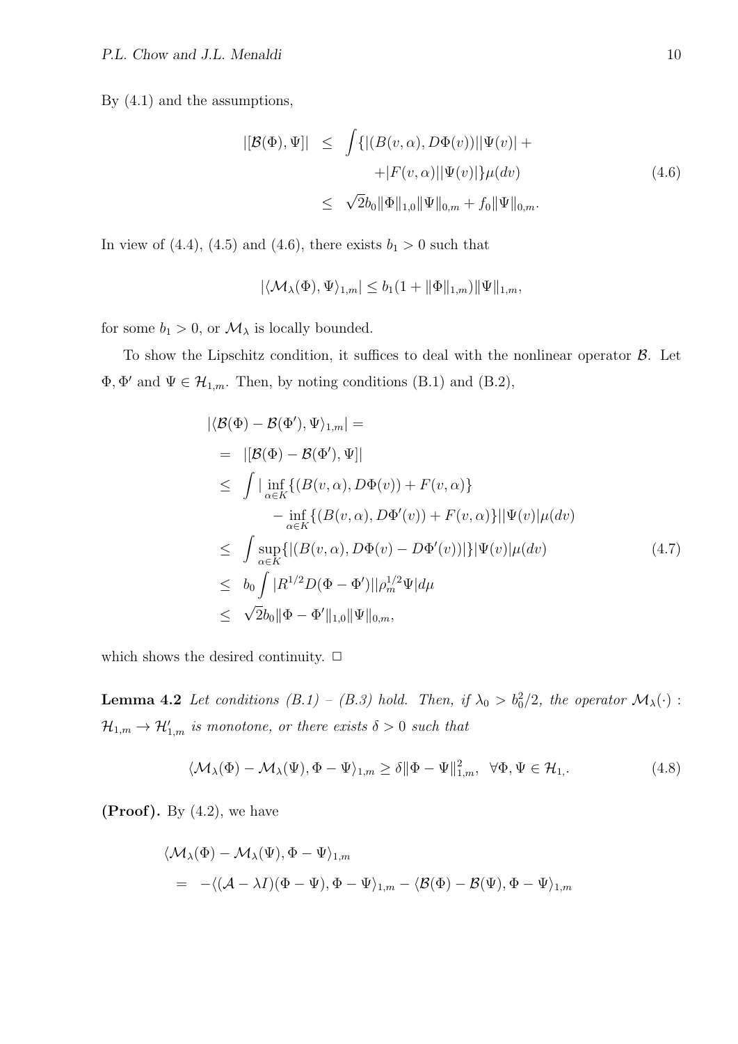By (4.1) and the assumptions,

$$
\begin{aligned}
|[\mathcal{B}(\Phi), \Psi]| &\leq \int \{|(B(v,\alpha), D\Phi(v))||\Psi(v)| + \\
&\qquad + |F(v,\alpha)||\Psi(v)|\}\mu(dv) \\
&\leq \sqrt{2}b_0 \|\Phi\|_{1,0}\|\Psi\|_{0,m} + f_0\|\Psi\|_{0,m}.
\end{aligned}
\tag{4.6}
$$

In view of (4.4), (4.5) and (4.6), there exists $b_1 > 0$ such that

$$
|\langle \mathcal{M}_\lambda(\Phi), \Psi\rangle_{1,m}| \leq b_1(1 + \|\Phi\|_{1,m})\|\Psi\|_{1,m},
$$

for some $b_1 > 0$, or $\mathcal{M}_\lambda$ is locally bounded.

To show the Lipschitz condition, it suffices to deal with the nonlinear operator $\mathcal{B}$. Let $\Phi, \Phi'$ and $\Psi \in \mathcal{H}_{1,m}$. Then, by noting conditions (B.1) and (B.2),

$$
\begin{aligned}
|\langle \mathcal{B}(\Phi) - \mathcal{B}(\Phi'), \Psi\rangle_{1,m}| &= \\
&= |[\mathcal{B}(\Phi) - \mathcal{B}(\Phi'), \Psi]| \\
&\leq \int |\inf_{\alpha \in K}\{(B(v,\alpha), D\Phi(v)) + F(v,\alpha)\} \\
&\qquad - \inf_{\alpha \in K}\{(B(v,\alpha), D\Phi'(v)) + F(v,\alpha)\}||\Psi(v)|\mu(dv) \\
&\leq \int \sup_{\alpha \in K}\{|(B(v,\alpha), D\Phi(v) - D\Phi'(v))|\}|\Psi(v)|\mu(dv) \\
&\leq b_0 \int |R^{1/2}D(\Phi - \Phi')||\rho_m^{1/2}\Psi| d\mu \\
&\leq \sqrt{2}b_0\|\Phi - \Phi'\|_{1,0}\|\Psi\|_{0,m},
\end{aligned}
\tag{4.7}
$$

which shows the desired continuity. $\Box$

**Lemma 4.2** *Let conditions (B.1) – (B.3) hold. Then, if $\lambda_0 > b_0^2/2$, the operator $\mathcal{M}_\lambda(\cdot) : \mathcal{H}_{1,m} \to \mathcal{H}'_{1,m}$ is monotone, or there exists $\delta > 0$ such that*

$$
\langle \mathcal{M}_\lambda(\Phi) - \mathcal{M}_\lambda(\Psi), \Phi - \Psi\rangle_{1,m} \geq \delta\|\Phi - \Psi\|_{1,m}^2, \quad \forall \Phi, \Psi \in \mathcal{H}_{1,}. \tag{4.8}
$$

**(Proof).** By (4.2), we have

$$
\begin{aligned}
&\langle \mathcal{M}_\lambda(\Phi) - \mathcal{M}_\lambda(\Psi), \Phi - \Psi\rangle_{1,m} \\
&\quad = -\langle (\mathcal{A} - \lambda I)(\Phi - \Psi), \Phi - \Psi\rangle_{1,m} - \langle \mathcal{B}(\Phi) - \mathcal{B}(\Psi), \Phi - \Psi\rangle_{1,m}
\end{aligned}
$$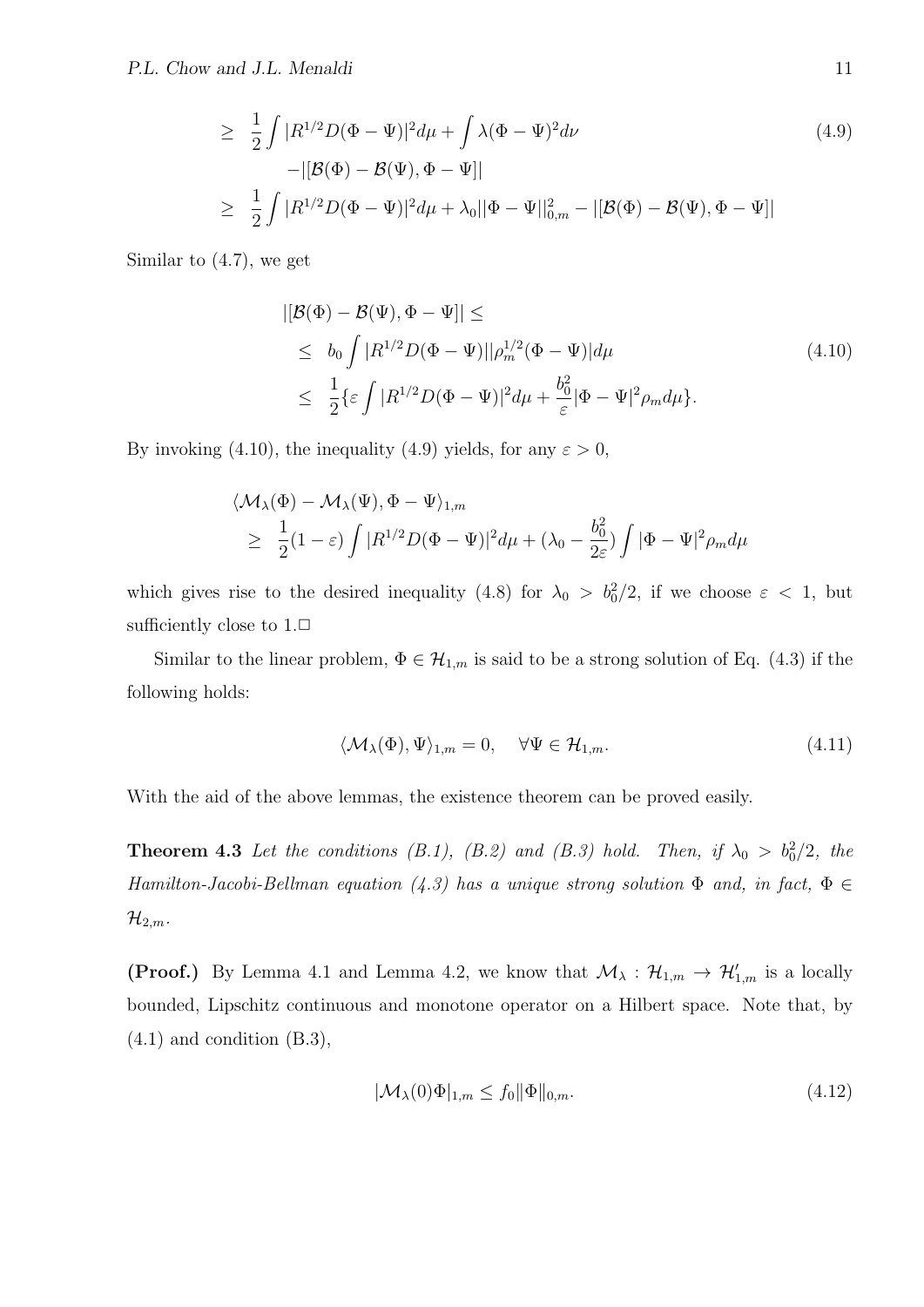$$
\begin{aligned}
&\geq \frac{1}{2}\int |R^{1/2}D(\Phi-\Psi)|^2 d\mu + \int \lambda(\Phi-\Psi)^2 d\nu \\
&\quad -|[\mathcal{B}(\Phi)-\mathcal{B}(\Psi), \Phi-\Psi]| \\
&\geq \frac{1}{2}\int |R^{1/2}D(\Phi-\Psi)|^2 d\mu + \lambda_0 ||\Phi-\Psi||_{0,m}^2 - |[\mathcal{B}(\Phi)-\mathcal{B}(\Psi), \Phi-\Psi]|
\end{aligned}
\tag{4.9}
$$

Similar to (4.7), we get

$$
\begin{aligned}
&|[\mathcal{B}(\Phi)-\mathcal{B}(\Psi), \Phi-\Psi]| \leq \\
&\leq b_0 \int |R^{1/2}D(\Phi-\Psi)||\rho_m^{1/2}(\Phi-\Psi)| d\mu \\
&\leq \frac{1}{2}\{\varepsilon \int |R^{1/2}D(\Phi-\Psi)|^2 d\mu + \frac{b_0^2}{\varepsilon}|\Phi-\Psi|^2 \rho_m d\mu\}.
\end{aligned}
\tag{4.10}
$$

By invoking (4.10), the inequality (4.9) yields, for any $\varepsilon > 0$,

$$
\begin{aligned}
&\langle \mathcal{M}_\lambda(\Phi) - \mathcal{M}_\lambda(\Psi), \Phi-\Psi\rangle_{1,m} \\
&\geq \frac{1}{2}(1-\varepsilon)\int |R^{1/2}D(\Phi-\Psi)|^2 d\mu + (\lambda_0 - \frac{b_0^2}{2\varepsilon})\int |\Phi-\Psi|^2 \rho_m d\mu
\end{aligned}
$$

which gives rise to the desired inequality (4.8) for $\lambda_0 > b_0^2/2$, if we choose $\varepsilon < 1$, but sufficiently close to 1.□

Similar to the linear problem, $\Phi \in \mathcal{H}_{1,m}$ is said to be a strong solution of Eq. (4.3) if the following holds:

$$
\langle \mathcal{M}_\lambda(\Phi), \Psi\rangle_{1,m} = 0, \quad \forall \Psi \in \mathcal{H}_{1,m}. \tag{4.11}
$$

With the aid of the above lemmas, the existence theorem can be proved easily.

**Theorem 4.3** *Let the conditions (B.1), (B.2) and (B.3) hold. Then, if $\lambda_0 > b_0^2/2$, the Hamilton-Jacobi-Bellman equation (4.3) has a unique strong solution $\Phi$ and, in fact, $\Phi \in \mathcal{H}_{2,m}$.*

**(Proof.)** By Lemma 4.1 and Lemma 4.2, we know that $\mathcal{M}_\lambda : \mathcal{H}_{1,m} \to \mathcal{H}'_{1,m}$ is a locally bounded, Lipschitz continuous and monotone operator on a Hilbert space. Note that, by (4.1) and condition (B.3),

$$
|\mathcal{M}_\lambda(0)\Phi|_{1,m} \leq f_0 \|\Phi\|_{0,m}. \tag{4.12}
$$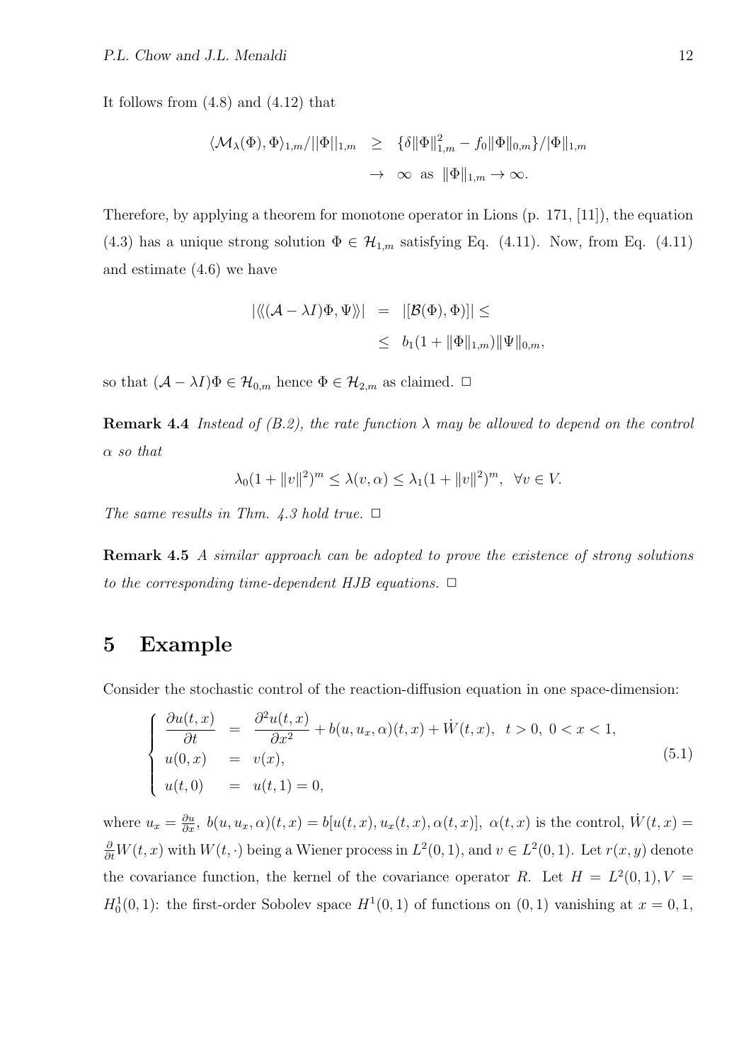It follows from (4.8) and (4.12) that

$$
\begin{aligned}
\langle \mathcal{M}_\lambda(\Phi), \Phi\rangle_{1,m}/||\Phi||_{1,m} &\geq \{\delta\|\Phi\|_{1,m}^2 - f_0\|\Phi\|_{0,m}\}/\|\Phi\|_{1,m} \\
&\to \infty \text{ as } \|\Phi\|_{1,m} \to \infty.
\end{aligned}
$$

Therefore, by applying a theorem for monotone operator in Lions (p. 171, [11]), the equation (4.3) has a unique strong solution $\Phi \in \mathcal{H}_{1,m}$ satisfying Eq. (4.11). Now, from Eq. (4.11) and estimate (4.6) we have

$$
\begin{aligned}
|\langle\!\langle (\mathcal{A} - \lambda I)\Phi, \Psi\rangle\!\rangle| &= |[\mathcal{B}(\Phi), \Phi)]| \leq \\
&\leq b_1(1 + \|\Phi\|_{1,m})\|\Psi\|_{0,m},
\end{aligned}
$$

so that $(\mathcal{A} - \lambda I)\Phi \in \mathcal{H}_{0,m}$ hence $\Phi \in \mathcal{H}_{2,m}$ as claimed. □

**Remark 4.4** *Instead of (B.2), the rate function $\lambda$ may be allowed to depend on the control $\alpha$ so that*

$$
\lambda_0(1 + \|v\|^2)^m \leq \lambda(v, \alpha) \leq \lambda_1(1 + \|v\|^2)^m, \quad \forall v \in V.
$$

*The same results in Thm. 4.3 hold true.* □

**Remark 4.5** *A similar approach can be adopted to prove the existence of strong solutions to the corresponding time-dependent HJB equations.* □

# 5 Example

Consider the stochastic control of the reaction-diffusion equation in one space-dimension:

$$
\begin{cases}
\dfrac{\partial u(t,x)}{\partial t} = \dfrac{\partial^2 u(t,x)}{\partial x^2} + b(u, u_x, \alpha)(t,x) + \dot{W}(t,x), \quad t > 0, \ 0 < x < 1, \\
u(0,x) = v(x), \\
u(t,0) = u(t,1) = 0,
\end{cases}
\tag{5.1}
$$

where $u_x = \frac{\partial u}{\partial x}$, $b(u, u_x, \alpha)(t,x) = b[u(t,x), u_x(t,x), \alpha(t,x)]$, $\alpha(t,x)$ is the control, $\dot{W}(t,x) = \frac{\partial}{\partial t}W(t,x)$ with $W(t,\cdot)$ being a Wiener process in $L^2(0,1)$, and $v \in L^2(0,1)$. Let $r(x,y)$ denote the covariance function, the kernel of the covariance operator $R$. Let $H = L^2(0,1), V = H_0^1(0,1)$: the first-order Sobolev space $H^1(0,1)$ of functions on $(0,1)$ vanishing at $x = 0, 1$,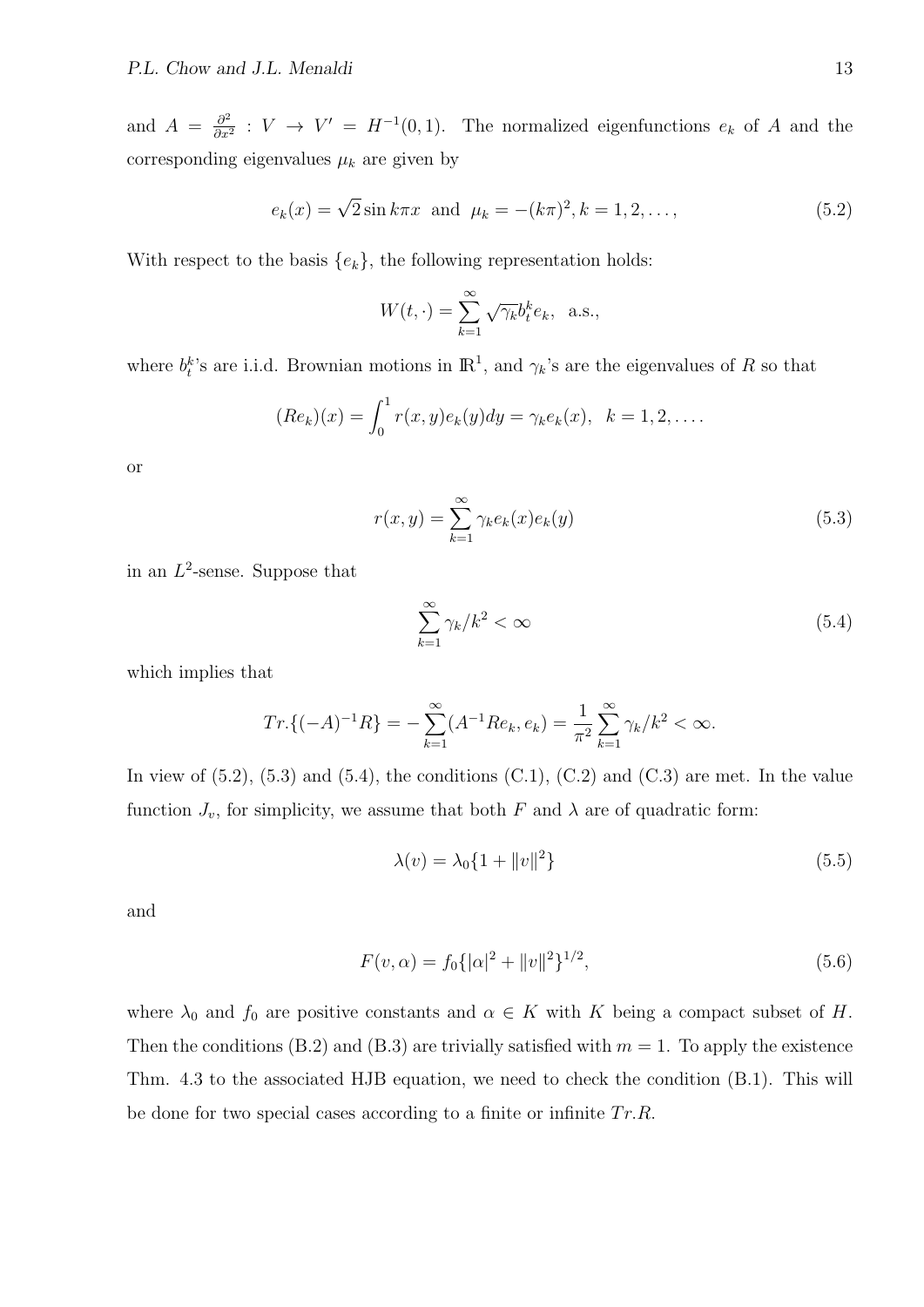and $A = \frac{\partial^2}{\partial x^2} : V \to V' = H^{-1}(0,1)$. The normalized eigenfunctions $e_k$ of $A$ and the corresponding eigenvalues $\mu_k$ are given by

$$e_k(x) = \sqrt{2}\sin k\pi x \;\text{ and }\; \mu_k = -(k\pi)^2, k = 1, 2, \ldots, \tag{5.2}$$

With respect to the basis $\{e_k\}$, the following representation holds:

$$W(t,\cdot) = \sum_{k=1}^{\infty} \sqrt{\gamma_k} b_t^k e_k, \;\text{ a.s.},$$

where $b_t^k$'s are i.i.d. Brownian motions in $\mathbb{R}^1$, and $\gamma_k$'s are the eigenvalues of $R$ so that

$$(Re_k)(x) = \int_0^1 r(x,y) e_k(y) dy = \gamma_k e_k(x), \;\; k = 1, 2, \ldots.$$

or

$$r(x,y) = \sum_{k=1}^{\infty} \gamma_k e_k(x) e_k(y) \tag{5.3}$$

in an $L^2$-sense. Suppose that

$$\sum_{k=1}^{\infty} \gamma_k / k^2 < \infty \tag{5.4}$$

which implies that

$$Tr.\{(-A)^{-1}R\} = -\sum_{k=1}^{\infty} (A^{-1}Re_k, e_k) = \frac{1}{\pi^2}\sum_{k=1}^{\infty} \gamma_k / k^2 < \infty.$$

In view of (5.2), (5.3) and (5.4), the conditions (C.1), (C.2) and (C.3) are met. In the value function $J_v$, for simplicity, we assume that both $F$ and $\lambda$ are of quadratic form:

$$\lambda(v) = \lambda_0 \{1 + \|v\|^2\} \tag{5.5}$$

and

$$F(v,\alpha) = f_0 \{|\alpha|^2 + \|v\|^2\}^{1/2}, \tag{5.6}$$

where $\lambda_0$ and $f_0$ are positive constants and $\alpha \in K$ with $K$ being a compact subset of $H$. Then the conditions (B.2) and (B.3) are trivially satisfied with $m = 1$. To apply the existence Thm. 4.3 to the associated HJB equation, we need to check the condition (B.1). This will be done for two special cases according to a finite or infinite $Tr.R$.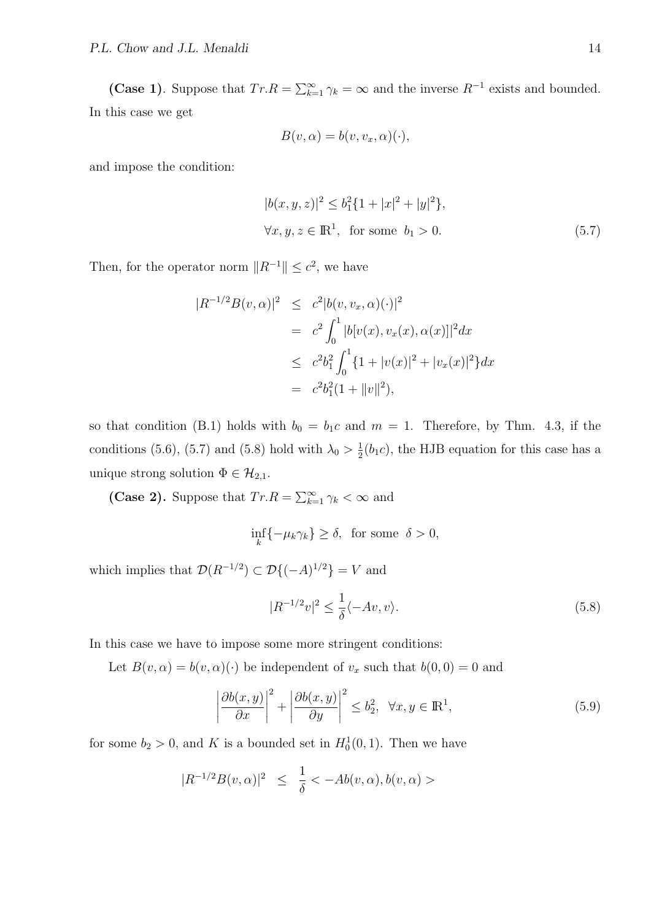**(Case 1)**. Suppose that $Tr.R = \sum_{k=1}^{\infty} \gamma_k = \infty$ and the inverse $R^{-1}$ exists and bounded. In this case we get

$$B(v, \alpha) = b(v, v_x, \alpha)(\cdot),$$

and impose the condition:

$$\begin{aligned} &|b(x, y, z)|^2 \leq b_1^2\{1 + |x|^2 + |y|^2\}, \\ &\forall x, y, z \in \mathbb{R}^1, \text{ for some } b_1 > 0. \end{aligned} \tag{5.7}$$

Then, for the operator norm $\|R^{-1}\| \leq c^2$, we have

$$\begin{aligned} |R^{-1/2}B(v, \alpha)|^2 &\leq c^2 |b(v, v_x, \alpha)(\cdot)|^2 \\ &= c^2 \int_0^1 |b[v(x), v_x(x), \alpha(x)]|^2 dx \\ &\leq c^2 b_1^2 \int_0^1 \{1 + |v(x)|^2 + |v_x(x)|^2\} dx \\ &= c^2 b_1^2 (1 + \|v\|^2), \end{aligned}$$

so that condition (B.1) holds with $b_0 = b_1 c$ and $m = 1$. Therefore, by Thm. 4.3, if the conditions (5.6), (5.7) and (5.8) hold with $\lambda_0 > \frac{1}{2}(b_1 c)$, the HJB equation for this case has a unique strong solution $\Phi \in \mathcal{H}_{2,1}$.

**(Case 2).** Suppose that $Tr.R = \sum_{k=1}^{\infty} \gamma_k < \infty$ and

$$\inf_k \{-\mu_k \gamma_k\} \geq \delta, \text{ for some } \delta > 0,$$

which implies that $\mathcal{D}(R^{-1/2}) \subset \mathcal{D}\{(-A)^{1/2}\} = V$ and

$$|R^{-1/2}v|^2 \leq \frac{1}{\delta}\langle -Av, v\rangle. \tag{5.8}$$

In this case we have to impose some more stringent conditions:

Let $B(v, \alpha) = b(v, \alpha)(\cdot)$ be independent of $v_x$ such that $b(0, 0) = 0$ and

$$\left|\frac{\partial b(x, y)}{\partial x}\right|^2 + \left|\frac{\partial b(x, y)}{\partial y}\right|^2 \leq b_2^2, \quad \forall x, y \in \mathbb{R}^1, \tag{5.9}$$

for some $b_2 > 0$, and $K$ is a bounded set in $H_0^1(0, 1)$. Then we have

$$|R^{-1/2}B(v, \alpha)|^2 \quad \leq \quad \frac{1}{\delta} < -Ab(v, \alpha), b(v, \alpha) >$$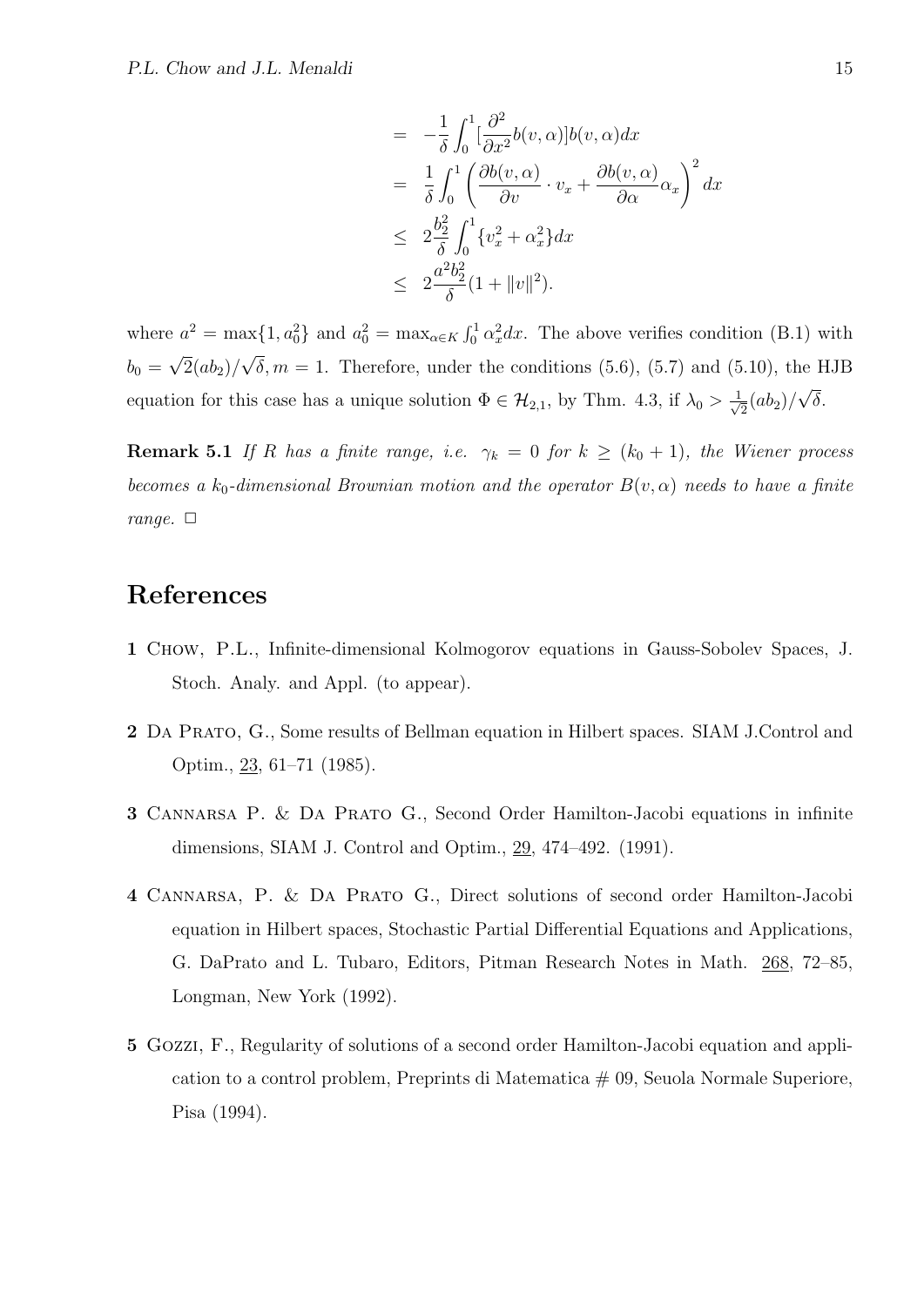$$
\begin{aligned}
&= -\frac{1}{\delta}\int_0^1 [\frac{\partial^2}{\partial x^2}b(v,\alpha)]b(v,\alpha)dx \\
&= \frac{1}{\delta}\int_0^1 \left(\frac{\partial b(v,\alpha)}{\partial v}\cdot v_x + \frac{\partial b(v,\alpha)}{\partial \alpha}\alpha_x\right)^2 dx \\
&\leq 2\frac{b_2^2}{\delta}\int_0^1 \{v_x^2 + \alpha_x^2\}dx \\
&\leq 2\frac{a^2 b_2^2}{\delta}(1+\|v\|^2).
\end{aligned}
$$

where $a^2 = \max\{1, a_0^2\}$ and $a_0^2 = \max_{\alpha \in K} \int_0^1 \alpha_x^2 dx$. The above verifies condition (B.1) with $b_0 = \sqrt{2}(ab_2)/\sqrt{\delta}, m = 1$. Therefore, under the conditions (5.6), (5.7) and (5.10), the HJB equation for this case has a unique solution $\Phi \in \mathcal{H}_{2,1}$, by Thm. 4.3, if $\lambda_0 > \frac{1}{\sqrt{2}}(ab_2)/\sqrt{\delta}$.

**Remark 5.1** *If $R$ has a finite range, i.e. $\gamma_k = 0$ for $k \geq (k_0+1)$, the Wiener process becomes a $k_0$-dimensional Brownian motion and the operator $B(v,\alpha)$ needs to have a finite range.* □

# References

**1** Chow, P.L., Infinite-dimensional Kolmogorov equations in Gauss-Sobolev Spaces, J. Stoch. Analy. and Appl. (to appear).

**2** Da Prato, G., Some results of Bellman equation in Hilbert spaces. SIAM J.Control and Optim., 23, 61–71 (1985).

**3** Cannarsa P. & Da Prato G., Second Order Hamilton-Jacobi equations in infinite dimensions, SIAM J. Control and Optim., 29, 474–492. (1991).

**4** Cannarsa, P. & Da Prato G., Direct solutions of second order Hamilton-Jacobi equation in Hilbert spaces, Stochastic Partial Differential Equations and Applications, G. DaPrato and L. Tubaro, Editors, Pitman Research Notes in Math. 268, 72–85, Longman, New York (1992).

**5** Gozzi, F., Regularity of solutions of a second order Hamilton-Jacobi equation and application to a control problem, Preprints di Matematica # 09, Seuola Normale Superiore, Pisa (1994).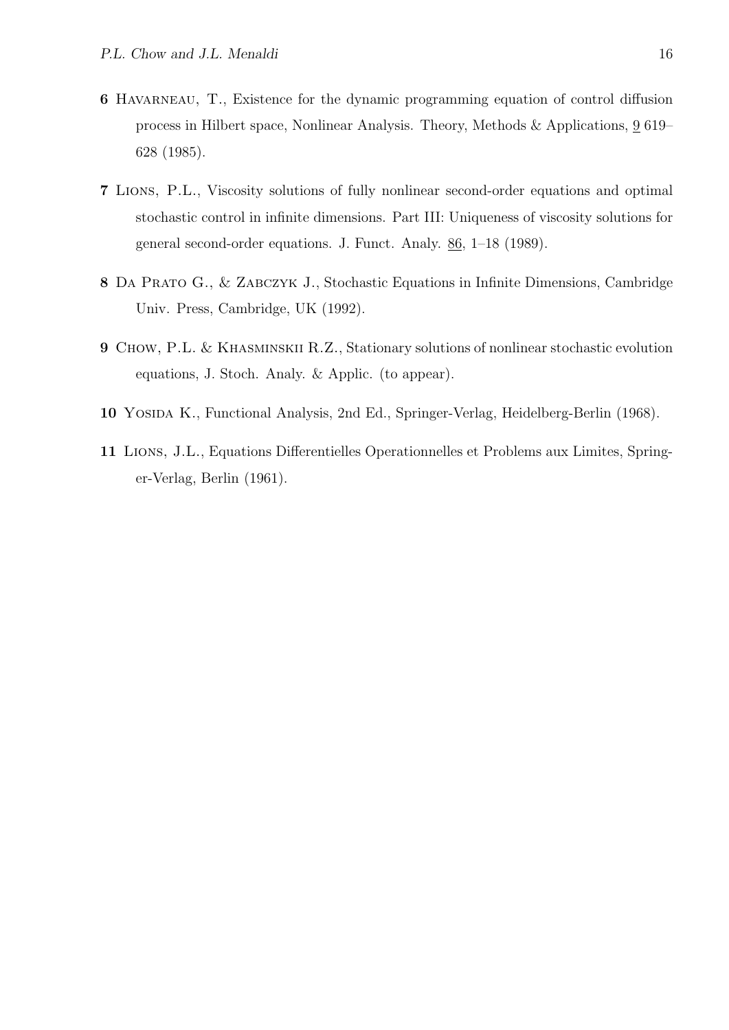**6** Havarneau, T., Existence for the dynamic programming equation of control diffusion process in Hilbert space, Nonlinear Analysis. Theory, Methods & Applications, 9 619–628 (1985).

**7** Lions, P.L., Viscosity solutions of fully nonlinear second-order equations and optimal stochastic control in infinite dimensions. Part III: Uniqueness of viscosity solutions for general second-order equations. J. Funct. Analy. 86, 1–18 (1989).

**8** Da Prato G., & Zabczyk J., Stochastic Equations in Infinite Dimensions, Cambridge Univ. Press, Cambridge, UK (1992).

**9** Chow, P.L. & Khasminskii R.Z., Stationary solutions of nonlinear stochastic evolution equations, J. Stoch. Analy. & Applic. (to appear).

**10** Yosida K., Functional Analysis, 2nd Ed., Springer-Verlag, Heidelberg-Berlin (1968).

**11** Lions, J.L., Equations Differentielles Operationnelles et Problems aux Limites, Springer-Verlag, Berlin (1961).